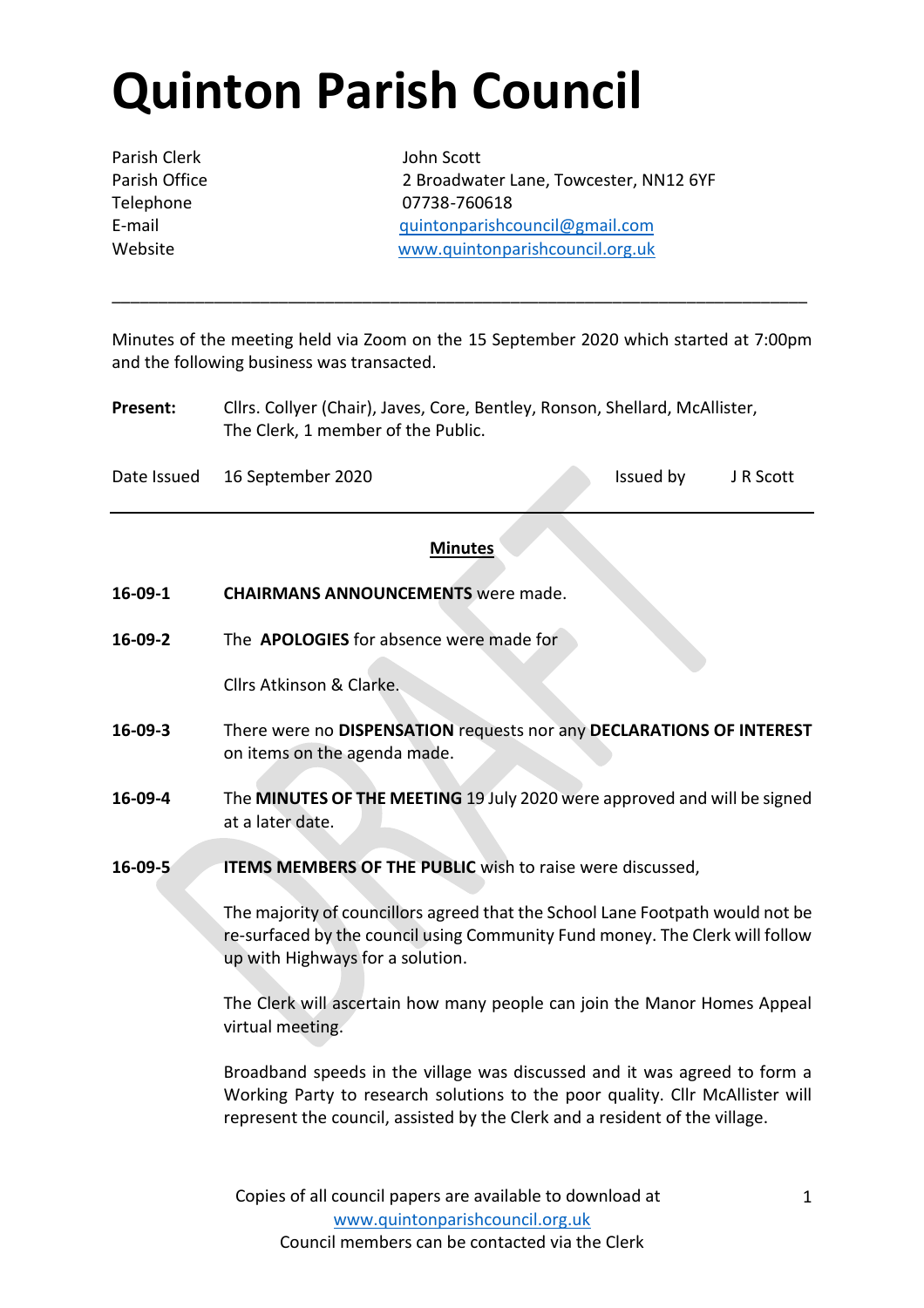# Quinton Parish Council

| | |
|---|---|
| Parish Clerk | John Scott |
| Parish Office | 2 Broadwater Lane, Towcester, NN12 6YF |
| Telephone | 07738-760618 |
| E-mail | quintonparishcouncil@gmail.com |
| Website | www.quintonparishcouncil.org.uk |

---

Minutes of the meeting held via Zoom on the 15 September 2020 which started at 7:00pm and the following business was transacted.

**Present:** Cllrs. Collyer (Chair), Javes, Core, Bentley, Ronson, Shellard, McAllister, The Clerk, 1 member of the Public.

Date Issued 16 September 2020 Issued by J R Scott

---

**Minutes**

**16-09-1** **CHAIRMANS ANNOUNCEMENTS** were made.

**16-09-2** The **APOLOGIES** for absence were made for

Cllrs Atkinson & Clarke.

**16-09-3** There were no **DISPENSATION** requests nor any **DECLARATIONS OF INTEREST** on items on the agenda made.

**16-09-4** The **MINUTES OF THE MEETING** 19 July 2020 were approved and will be signed at a later date.

**16-09-5** **ITEMS MEMBERS OF THE PUBLIC** wish to raise were discussed,

The majority of councillors agreed that the School Lane Footpath would not be re-surfaced by the council using Community Fund money. The Clerk will follow up with Highways for a solution.

The Clerk will ascertain how many people can join the Manor Homes Appeal virtual meeting.

Broadband speeds in the village was discussed and it was agreed to form a Working Party to research solutions to the poor quality. Cllr McAllister will represent the council, assisted by the Clerk and a resident of the village.

Copies of all council papers are available to download at www.quintonparishcouncil.org.uk
Council members can be contacted via the Clerk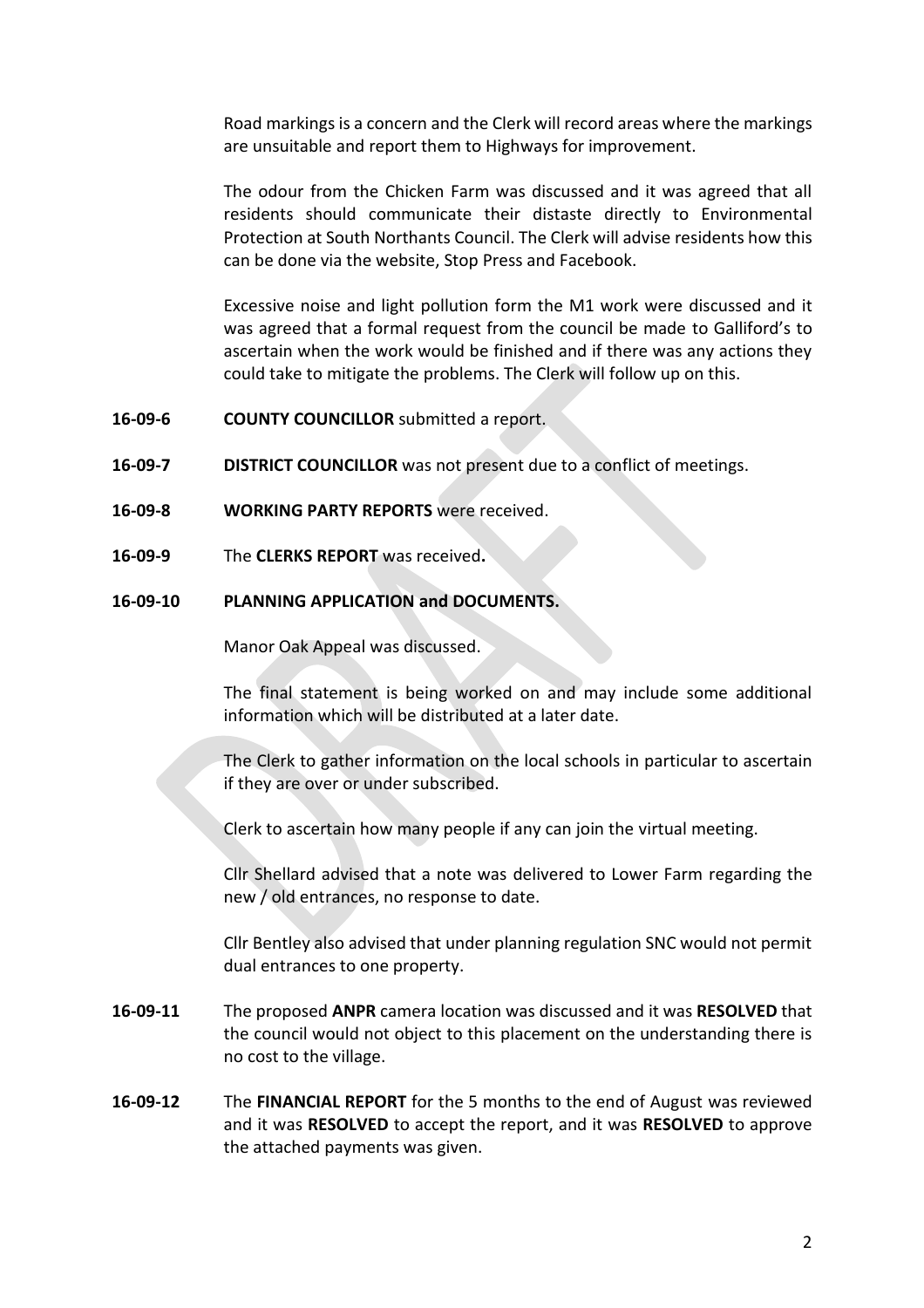Road markings is a concern and the Clerk will record areas where the markings are unsuitable and report them to Highways for improvement.

The odour from the Chicken Farm was discussed and it was agreed that all residents should communicate their distaste directly to Environmental Protection at South Northants Council. The Clerk will advise residents how this can be done via the website, Stop Press and Facebook.

Excessive noise and light pollution form the M1 work were discussed and it was agreed that a formal request from the council be made to Galliford's to ascertain when the work would be finished and if there was any actions they could take to mitigate the problems. The Clerk will follow up on this.

**16-09-6** **COUNTY COUNCILLOR** submitted a report.

**16-09-7** **DISTRICT COUNCILLOR** was not present due to a conflict of meetings.

**16-09-8** **WORKING PARTY REPORTS** were received.

**16-09-9** The **CLERKS REPORT** was received**.**

**16-09-10** **PLANNING APPLICATION and DOCUMENTS.**

Manor Oak Appeal was discussed.

The final statement is being worked on and may include some additional information which will be distributed at a later date.

The Clerk to gather information on the local schools in particular to ascertain if they are over or under subscribed.

Clerk to ascertain how many people if any can join the virtual meeting.

Cllr Shellard advised that a note was delivered to Lower Farm regarding the new / old entrances, no response to date.

Cllr Bentley also advised that under planning regulation SNC would not permit dual entrances to one property.

**16-09-11** The proposed **ANPR** camera location was discussed and it was **RESOLVED** that the council would not object to this placement on the understanding there is no cost to the village.

**16-09-12** The **FINANCIAL REPORT** for the 5 months to the end of August was reviewed and it was **RESOLVED** to accept the report, and it was **RESOLVED** to approve the attached payments was given.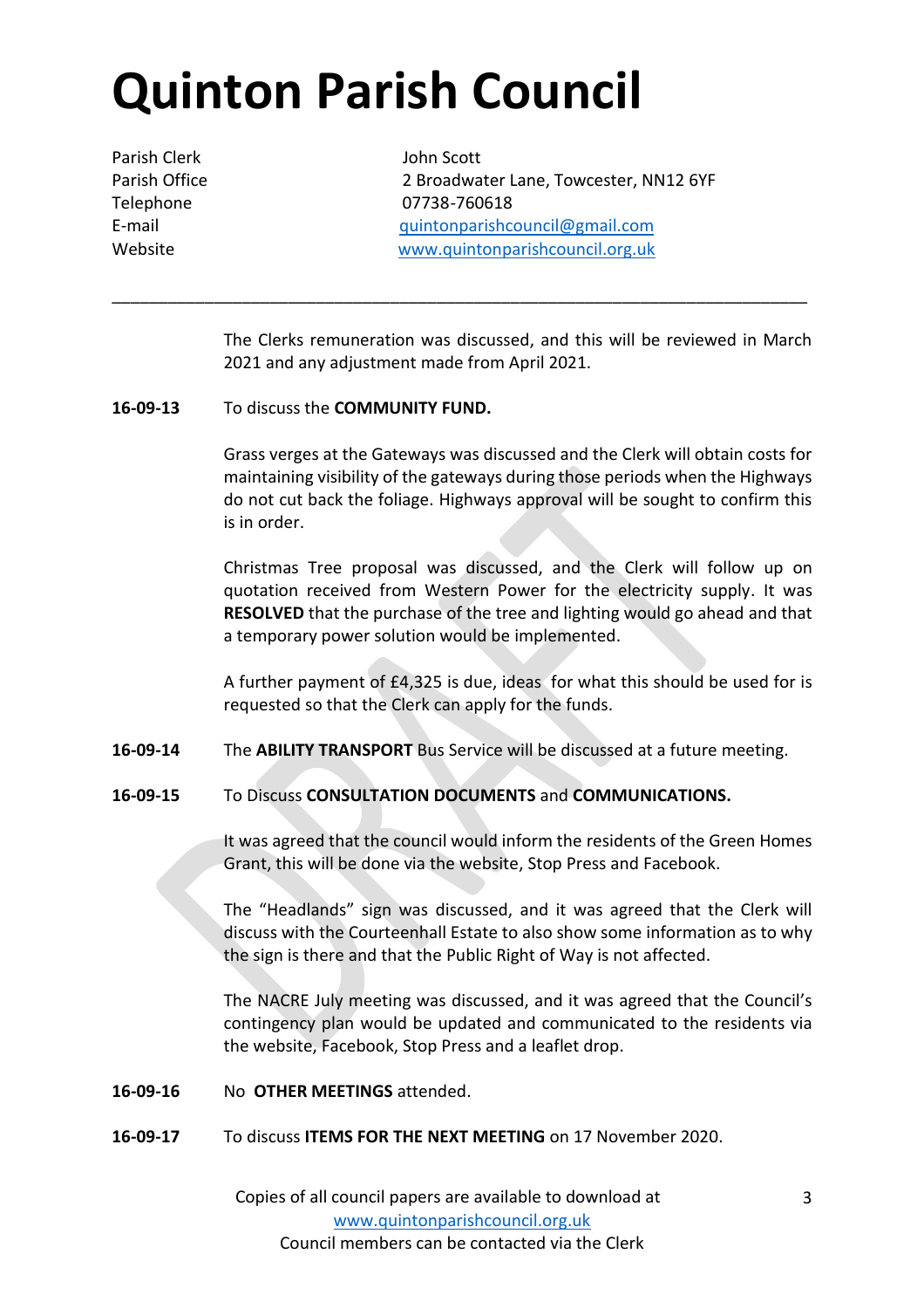# Quinton Parish Council

Parish Clerk John Scott
Parish Office 2 Broadwater Lane, Towcester, NN12 6YF
Telephone 07738-760618
E-mail quintonparishcouncil@gmail.com
Website www.quintonparishcouncil.org.uk

---

The Clerks remuneration was discussed, and this will be reviewed in March 2021 and any adjustment made from April 2021.

**16-09-13** To discuss the **COMMUNITY FUND.**

Grass verges at the Gateways was discussed and the Clerk will obtain costs for maintaining visibility of the gateways during those periods when the Highways do not cut back the foliage. Highways approval will be sought to confirm this is in order.

Christmas Tree proposal was discussed, and the Clerk will follow up on quotation received from Western Power for the electricity supply. It was **RESOLVED** that the purchase of the tree and lighting would go ahead and that a temporary power solution would be implemented.

A further payment of £4,325 is due, ideas for what this should be used for is requested so that the Clerk can apply for the funds.

**16-09-14** The **ABILITY TRANSPORT** Bus Service will be discussed at a future meeting.

**16-09-15** To Discuss **CONSULTATION DOCUMENTS** and **COMMUNICATIONS.**

It was agreed that the council would inform the residents of the Green Homes Grant, this will be done via the website, Stop Press and Facebook.

The "Headlands" sign was discussed, and it was agreed that the Clerk will discuss with the Courteenhall Estate to also show some information as to why the sign is there and that the Public Right of Way is not affected.

The NACRE July meeting was discussed, and it was agreed that the Council's contingency plan would be updated and communicated to the residents via the website, Facebook, Stop Press and a leaflet drop.

**16-09-16** No **OTHER MEETINGS** attended.

**16-09-17** To discuss **ITEMS FOR THE NEXT MEETING** on 17 November 2020.

Copies of all council papers are available to download at www.quintonparishcouncil.org.uk
Council members can be contacted via the Clerk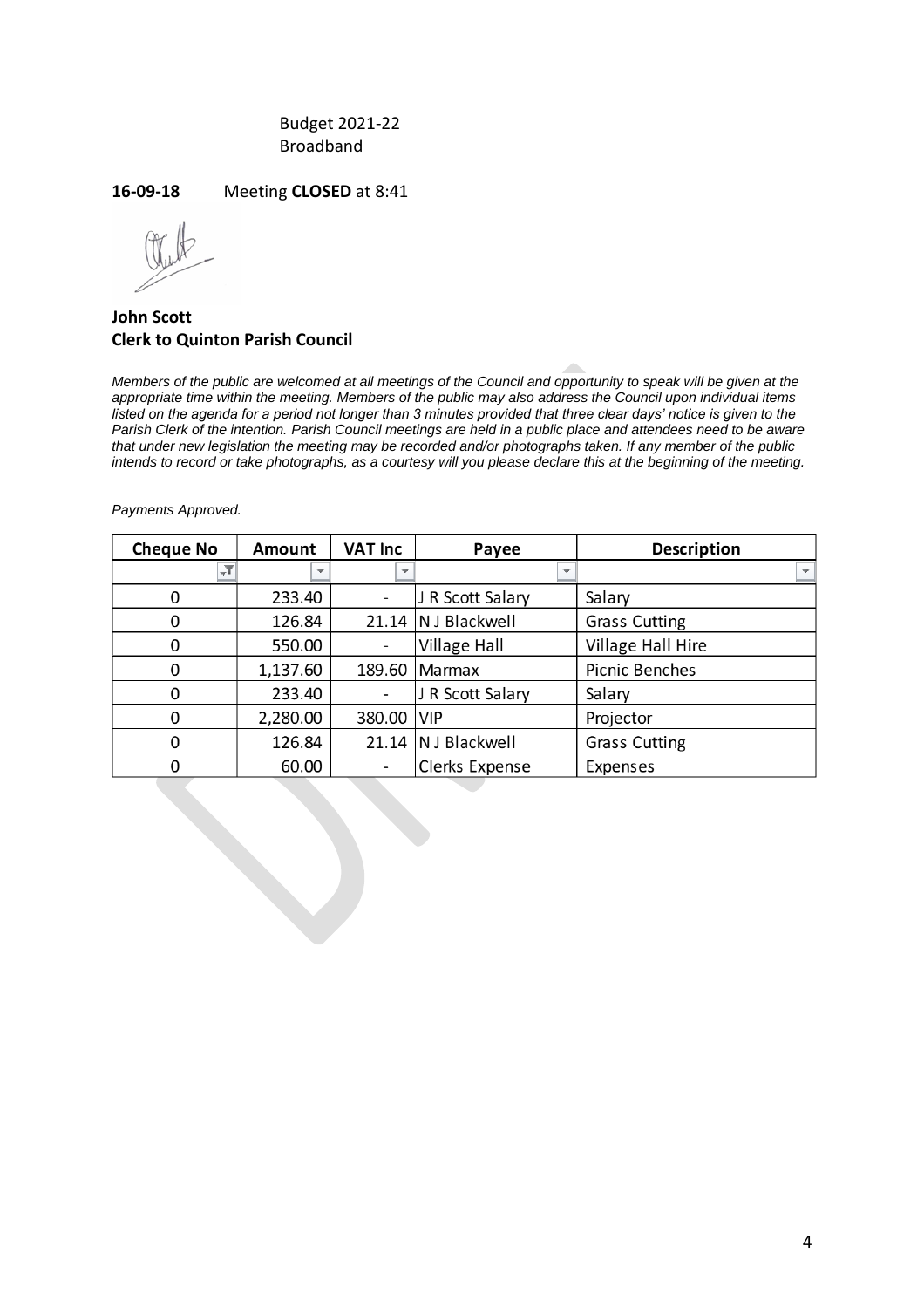Budget 2021-22
Broadband

**16-09-18** Meeting **CLOSED** at 8:41

**John Scott**
**Clerk to Quinton Parish Council**

*Members of the public are welcomed at all meetings of the Council and opportunity to speak will be given at the appropriate time within the meeting. Members of the public may also address the Council upon individual items listed on the agenda for a period not longer than 3 minutes provided that three clear days' notice is given to the Parish Clerk of the intention. Parish Council meetings are held in a public place and attendees need to be aware that under new legislation the meeting may be recorded and/or photographs taken. If any member of the public intends to record or take photographs, as a courtesy will you please declare this at the beginning of the meeting.*

*Payments Approved.*

| Cheque No | Amount | VAT Inc | Payee | Description |
|---|---|---|---|---|
| 0 | 233.40 | - | J R Scott Salary | Salary |
| 0 | 126.84 | 21.14 | N J Blackwell | Grass Cutting |
| 0 | 550.00 | - | Village Hall | Village Hall Hire |
| 0 | 1,137.60 | 189.60 | Marmax | Picnic Benches |
| 0 | 233.40 | - | J R Scott Salary | Salary |
| 0 | 2,280.00 | 380.00 | VIP | Projector |
| 0 | 126.84 | 21.14 | N J Blackwell | Grass Cutting |
| 0 | 60.00 | - | Clerks Expense | Expenses |